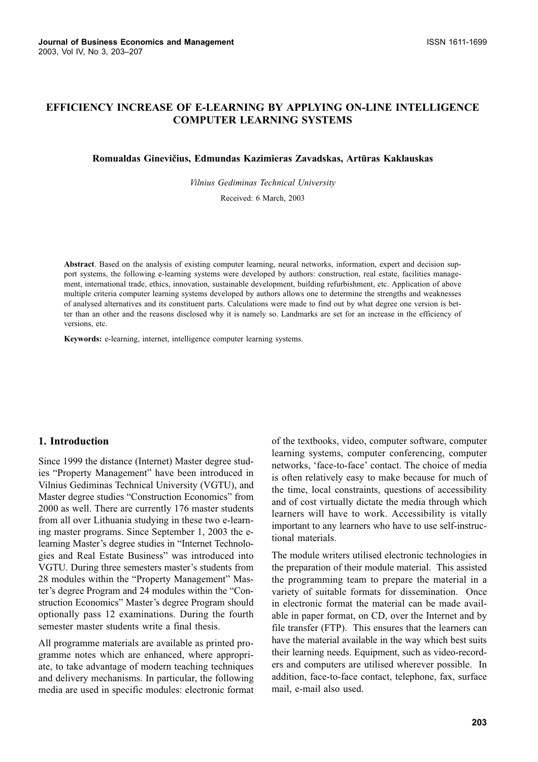# EFFICIENCY INCREASE OF E-LEARNING BY APPLYING ON-LINE INTELLIGENCE COMPUTER LEARNING SYSTEMS

**Romualdas Ginevičius, Edmundas Kazimieras Zavadskas, Artūras Kaklauskas**

*Vilnius Gediminas Technical University*

Received: 6 March, 2003

**Abstract**. Based on the analysis of existing computer learning, neural networks, information, expert and decision support systems, the following e-learning systems were developed by authors: construction, real estate, facilities management, international trade, ethics, innovation, sustainable development, building refurbishment, etc. Application of above multiple criteria computer learning systems developed by authors allows one to determine the strengths and weaknesses of analysed alternatives and its constituent parts. Calculations were made to find out by what degree one version is better than an other and the reasons disclosed why it is namely so. Landmarks are set for an increase in the efficiency of versions, etc.

**Keywords:** e-learning, internet, intelligence computer learning systems.

## 1. Introduction

Since 1999 the distance (Internet) Master degree studies "Property Management" have been introduced in Vilnius Gediminas Technical University (VGTU), and Master degree studies "Construction Economics" from 2000 as well. There are currently 176 master students from all over Lithuania studying in these two e-learning master programs. Since September 1, 2003 the e-learning Master's degree studies in "Internet Technologies and Real Estate Business" was introduced into VGTU. During three semesters master's students from 28 modules within the "Property Management" Master's degree Program and 24 modules within the "Construction Economics" Master's degree Program should optionally pass 12 examinations. During the fourth semester master students write a final thesis.

All programme materials are available as printed programme notes which are enhanced, where appropriate, to take advantage of modern teaching techniques and delivery mechanisms. In particular, the following media are used in specific modules: electronic format of the textbooks, video, computer software, computer learning systems, computer conferencing, computer networks, 'face-to-face' contact. The choice of media is often relatively easy to make because for much of the time, local constraints, questions of accessibility and of cost virtually dictate the media through which learners will have to work. Accessibility is vitally important to any learners who have to use self-instructional materials.

The module writers utilised electronic technologies in the preparation of their module material. This assisted the programming team to prepare the material in a variety of suitable formats for dissemination. Once in electronic format the material can be made available in paper format, on CD, over the Internet and by file transfer (FTP). This ensures that the learners can have the material available in the way which best suits their learning needs. Equipment, such as video-recorders and computers are utilised wherever possible. In addition, face-to-face contact, telephone, fax, surface mail, e-mail also used.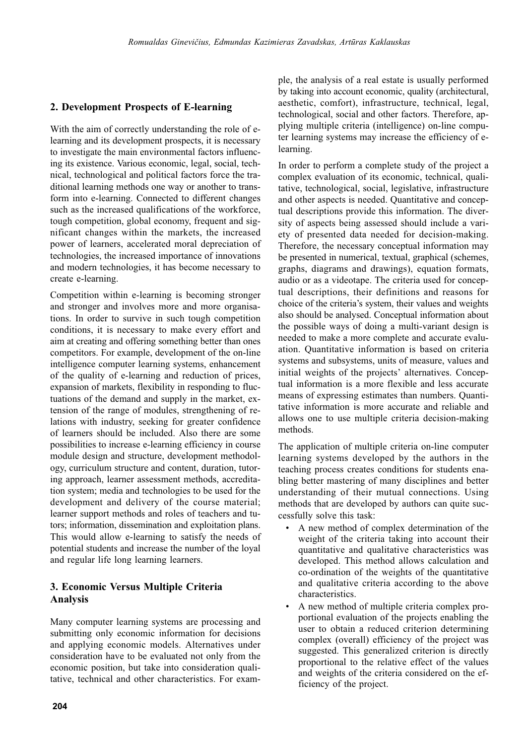## 2. Development Prospects of E-learning

With the aim of correctly understanding the role of e-learning and its development prospects, it is necessary to investigate the main environmental factors influencing its existence. Various economic, legal, social, technical, technological and political factors force the traditional learning methods one way or another to transform into e-learning. Connected to different changes such as the increased qualifications of the workforce, tough competition, global economy, frequent and significant changes within the markets, the increased power of learners, accelerated moral depreciation of technologies, the increased importance of innovations and modern technologies, it has become necessary to create e-learning.

Competition within e-learning is becoming stronger and stronger and involves more and more organisations. In order to survive in such tough competition conditions, it is necessary to make every effort and aim at creating and offering something better than ones competitors. For example, development of the on-line intelligence computer learning systems, enhancement of the quality of e-learning and reduction of prices, expansion of markets, flexibility in responding to fluctuations of the demand and supply in the market, extension of the range of modules, strengthening of relations with industry, seeking for greater confidence of learners should be included. Also there are some possibilities to increase e-learning efficiency in course module design and structure, development methodology, curriculum structure and content, duration, tutoring approach, learner assessment methods, accreditation system; media and technologies to be used for the development and delivery of the course material; learner support methods and roles of teachers and tutors; information, dissemination and exploitation plans. This would allow e-learning to satisfy the needs of potential students and increase the number of the loyal and regular life long learning learners.

## 3. Economic Versus Multiple Criteria Analysis

Many computer learning systems are processing and submitting only economic information for decisions and applying economic models. Alternatives under consideration have to be evaluated not only from the economic position, but take into consideration qualitative, technical and other characteristics. For example, the analysis of a real estate is usually performed by taking into account economic, quality (architectural, aesthetic, comfort), infrastructure, technical, legal, technological, social and other factors. Therefore, applying multiple criteria (intelligence) on-line computer learning systems may increase the efficiency of e-learning.

In order to perform a complete study of the project a complex evaluation of its economic, technical, qualitative, technological, social, legislative, infrastructure and other aspects is needed. Quantitative and conceptual descriptions provide this information. The diversity of aspects being assessed should include a variety of presented data needed for decision-making. Therefore, the necessary conceptual information may be presented in numerical, textual, graphical (schemes, graphs, diagrams and drawings), equation formats, audio or as a videotape. The criteria used for conceptual descriptions, their definitions and reasons for choice of the criteria's system, their values and weights also should be analysed. Conceptual information about the possible ways of doing a multi-variant design is needed to make a more complete and accurate evaluation. Quantitative information is based on criteria systems and subsystems, units of measure, values and initial weights of the projects' alternatives. Conceptual information is a more flexible and less accurate means of expressing estimates than numbers. Quantitative information is more accurate and reliable and allows one to use multiple criteria decision-making methods.

The application of multiple criteria on-line computer learning systems developed by the authors in the teaching process creates conditions for students enabling better mastering of many disciplines and better understanding of their mutual connections. Using methods that are developed by authors can quite successfully solve this task:

- A new method of complex determination of the weight of the criteria taking into account their quantitative and qualitative characteristics was developed. This method allows calculation and co-ordination of the weights of the quantitative and qualitative criteria according to the above characteristics.
- A new method of multiple criteria complex proportional evaluation of the projects enabling the user to obtain a reduced criterion determining complex (overall) efficiency of the project was suggested. This generalized criterion is directly proportional to the relative effect of the values and weights of the criteria considered on the efficiency of the project.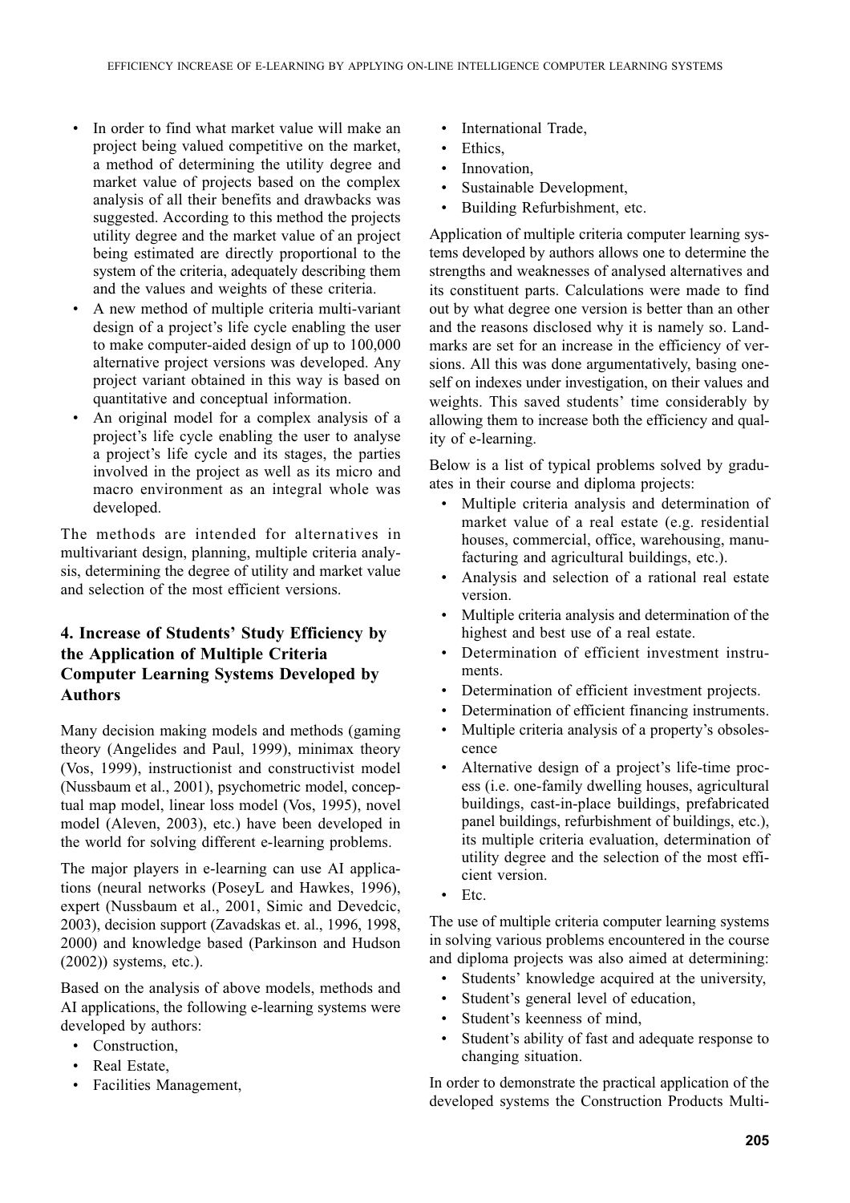- In order to find what market value will make an project being valued competitive on the market, a method of determining the utility degree and market value of projects based on the complex analysis of all their benefits and drawbacks was suggested. According to this method the projects utility degree and the market value of an project being estimated are directly proportional to the system of the criteria, adequately describing them and the values and weights of these criteria.
- A new method of multiple criteria multi-variant design of a project's life cycle enabling the user to make computer-aided design of up to 100,000 alternative project versions was developed. Any project variant obtained in this way is based on quantitative and conceptual information.
- An original model for a complex analysis of a project's life cycle enabling the user to analyse a project's life cycle and its stages, the parties involved in the project as well as its micro and macro environment as an integral whole was developed.

The methods are intended for alternatives in multivariant design, planning, multiple criteria analysis, determining the degree of utility and market value and selection of the most efficient versions.

## 4. Increase of Students' Study Efficiency by the Application of Multiple Criteria Computer Learning Systems Developed by Authors

Many decision making models and methods (gaming theory (Angelides and Paul, 1999), minimax theory (Vos, 1999), instructionist and constructivist model (Nussbaum et al., 2001), psychometric model, conceptual map model, linear loss model (Vos, 1995), novel model (Aleven, 2003), etc.) have been developed in the world for solving different e-learning problems.

The major players in e-learning can use AI applications (neural networks (PoseyL and Hawkes, 1996), expert (Nussbaum et al., 2001, Simic and Devedcic, 2003), decision support (Zavadskas et. al., 1996, 1998, 2000) and knowledge based (Parkinson and Hudson (2002)) systems, etc.).

Based on the analysis of above models, methods and AI applications, the following e-learning systems were developed by authors:

- Construction,
- Real Estate,
- Facilities Management,
- International Trade,
- Ethics,
- Innovation,
- Sustainable Development,
- Building Refurbishment, etc.

Application of multiple criteria computer learning systems developed by authors allows one to determine the strengths and weaknesses of analysed alternatives and its constituent parts. Calculations were made to find out by what degree one version is better than an other and the reasons disclosed why it is namely so. Landmarks are set for an increase in the efficiency of versions. All this was done argumentatively, basing oneself on indexes under investigation, on their values and weights. This saved students' time considerably by allowing them to increase both the efficiency and quality of e-learning.

Below is a list of typical problems solved by graduates in their course and diploma projects:

- Multiple criteria analysis and determination of market value of a real estate (e.g. residential houses, commercial, office, warehousing, manufacturing and agricultural buildings, etc.).
- Analysis and selection of a rational real estate version.
- Multiple criteria analysis and determination of the highest and best use of a real estate.
- Determination of efficient investment instruments.
- Determination of efficient investment projects.
- Determination of efficient financing instruments.
- Multiple criteria analysis of a property's obsolescence
- Alternative design of a project's life-time process (i.e. one-family dwelling houses, agricultural buildings, cast-in-place buildings, prefabricated panel buildings, refurbishment of buildings, etc.), its multiple criteria evaluation, determination of utility degree and the selection of the most efficient version.
- Etc.

The use of multiple criteria computer learning systems in solving various problems encountered in the course and diploma projects was also aimed at determining:

- Students' knowledge acquired at the university,
- Student's general level of education,
- Student's keenness of mind,
- Student's ability of fast and adequate response to changing situation.

In order to demonstrate the practical application of the developed systems the Construction Products Multi-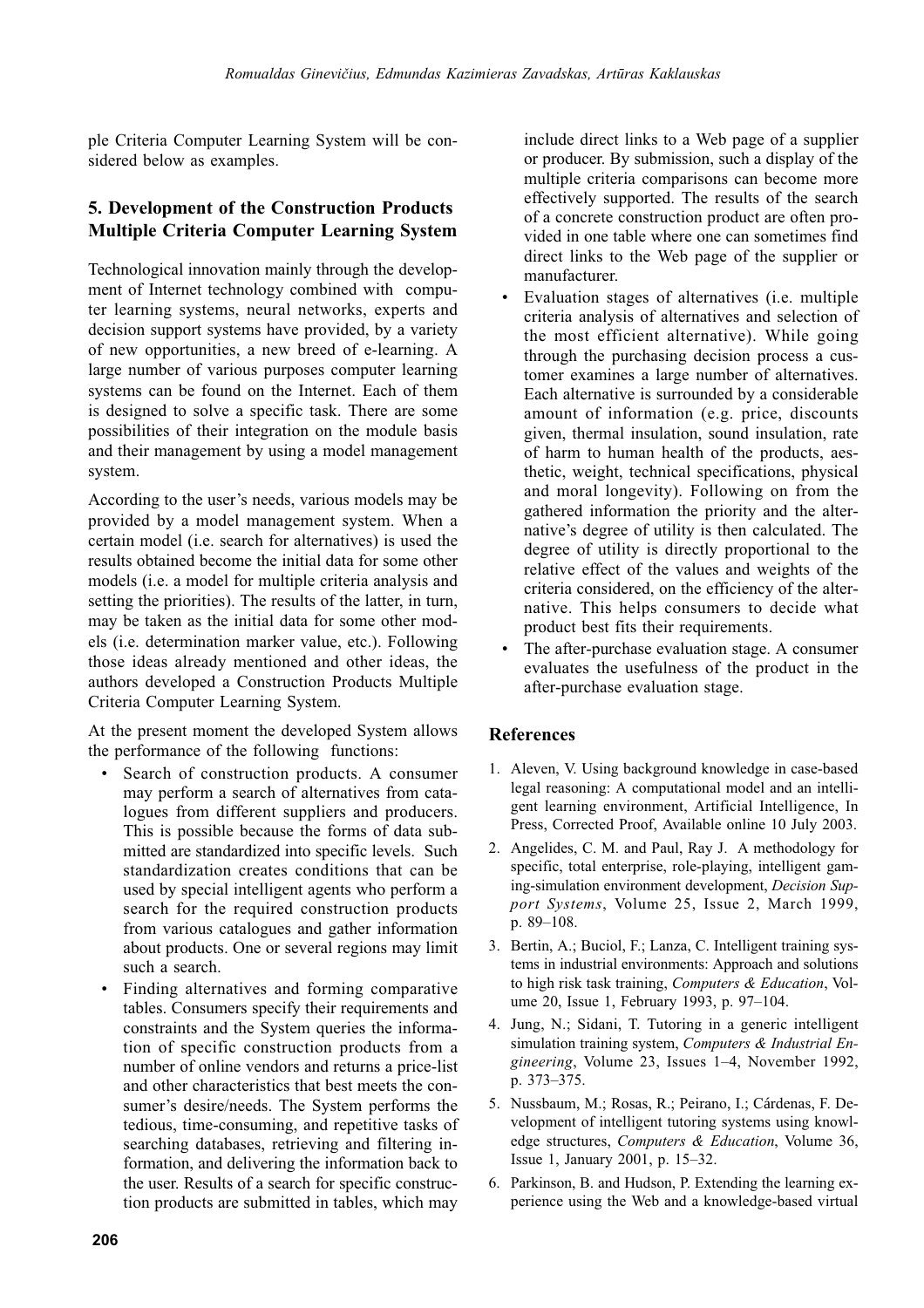ple Criteria Computer Learning System will be considered below as examples.

## 5. Development of the Construction Products Multiple Criteria Computer Learning System

Technological innovation mainly through the development of Internet technology combined with computer learning systems, neural networks, experts and decision support systems have provided, by a variety of new opportunities, a new breed of e-learning. A large number of various purposes computer learning systems can be found on the Internet. Each of them is designed to solve a specific task. There are some possibilities of their integration on the module basis and their management by using a model management system.

According to the user's needs, various models may be provided by a model management system. When a certain model (i.e. search for alternatives) is used the results obtained become the initial data for some other models (i.e. a model for multiple criteria analysis and setting the priorities). The results of the latter, in turn, may be taken as the initial data for some other models (i.e. determination marker value, etc.). Following those ideas already mentioned and other ideas, the authors developed a Construction Products Multiple Criteria Computer Learning System.

At the present moment the developed System allows the performance of the following functions:

- Search of construction products. A consumer may perform a search of alternatives from catalogues from different suppliers and producers. This is possible because the forms of data submitted are standardized into specific levels. Such standardization creates conditions that can be used by special intelligent agents who perform a search for the required construction products from various catalogues and gather information about products. One or several regions may limit such a search.
- Finding alternatives and forming comparative tables. Consumers specify their requirements and constraints and the System queries the information of specific construction products from a number of online vendors and returns a price-list and other characteristics that best meets the consumer's desire/needs. The System performs the tedious, time-consuming, and repetitive tasks of searching databases, retrieving and filtering information, and delivering the information back to the user. Results of a search for specific construction products are submitted in tables, which may include direct links to a Web page of a supplier or producer. By submission, such a display of the multiple criteria comparisons can become more effectively supported. The results of the search of a concrete construction product are often provided in one table where one can sometimes find direct links to the Web page of the supplier or manufacturer.
- Evaluation stages of alternatives (i.e. multiple criteria analysis of alternatives and selection of the most efficient alternative). While going through the purchasing decision process a customer examines a large number of alternatives. Each alternative is surrounded by a considerable amount of information (e.g. price, discounts given, thermal insulation, sound insulation, rate of harm to human health of the products, aesthetic, weight, technical specifications, physical and moral longevity). Following on from the gathered information the priority and the alternative's degree of utility is then calculated. The degree of utility is directly proportional to the relative effect of the values and weights of the criteria considered, on the efficiency of the alternative. This helps consumers to decide what product best fits their requirements.
- The after-purchase evaluation stage. A consumer evaluates the usefulness of the product in the after-purchase evaluation stage.

## References

1. Aleven, V. Using background knowledge in case-based legal reasoning: A computational model and an intelligent learning environment, Artificial Intelligence, In Press, Corrected Proof, Available online 10 July 2003.
2. Angelides, C. M. and Paul, Ray J. A methodology for specific, total enterprise, role-playing, intelligent gaming-simulation environment development, *Decision Support Systems*, Volume 25, Issue 2, March 1999, p. 89–108.
3. Bertin, A.; Buciol, F.; Lanza, C. Intelligent training systems in industrial environments: Approach and solutions to high risk task training, *Computers & Education*, Volume 20, Issue 1, February 1993, p. 97–104.
4. Jung, N.; Sidani, T. Tutoring in a generic intelligent simulation training system, *Computers & Industrial Engineering*, Volume 23, Issues 1–4, November 1992, p. 373–375.
5. Nussbaum, M.; Rosas, R.; Peirano, I.; Cárdenas, F. Development of intelligent tutoring systems using knowledge structures, *Computers & Education*, Volume 36, Issue 1, January 2001, p. 15–32.
6. Parkinson, B. and Hudson, P. Extending the learning experience using the Web and a knowledge-based virtual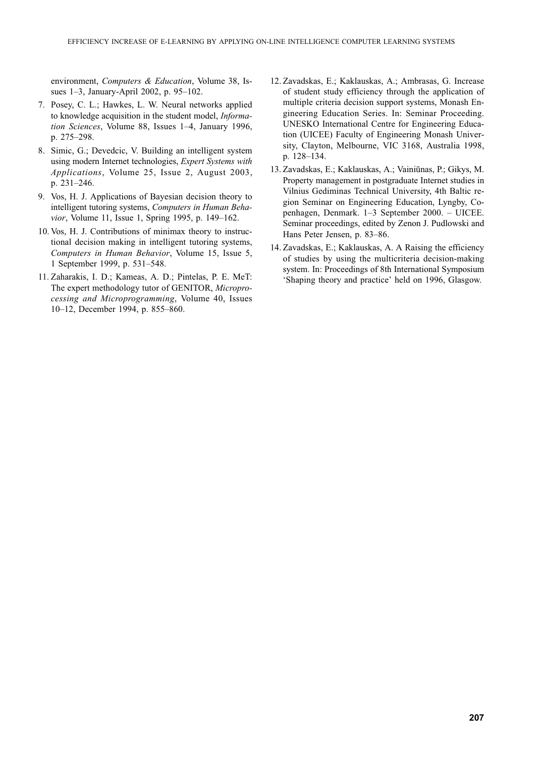environment, *Computers & Education*, Volume 38, Issues 1–3, January-April 2002, p. 95–102.

7. Posey, C. L.; Hawkes, L. W. Neural networks applied to knowledge acquisition in the student model, *Information Sciences*, Volume 88, Issues 1–4, January 1996, p. 275–298.
8. Simic, G.; Devedcic, V. Building an intelligent system using modern Internet technologies, *Expert Systems with Applications*, Volume 25, Issue 2, August 2003, p. 231–246.
9. Vos, H. J. Applications of Bayesian decision theory to intelligent tutoring systems, *Computers in Human Behavior*, Volume 11, Issue 1, Spring 1995, p. 149–162.
10. Vos, H. J. Contributions of minimax theory to instructional decision making in intelligent tutoring systems, *Computers in Human Behavior*, Volume 15, Issue 5, 1 September 1999, p. 531–548.
11. Zaharakis, I. D.; Kameas, A. D.; Pintelas, P. E. MeT: The expert methodology tutor of GENITOR, *Microprocessing and Microprogramming*, Volume 40, Issues 10–12, December 1994, p. 855–860.
12. Zavadskas, E.; Kaklauskas, A.; Ambrasas, G. Increase of student study efficiency through the application of multiple criteria decision support systems, Monash Engineering Education Series. In: Seminar Proceeding. UNESKO International Centre for Engineering Education (UICEE) Faculty of Engineering Monash University, Clayton, Melbourne, VIC 3168, Australia 1998, p. 128–134.
13. Zavadskas, E.; Kaklauskas, A.; Vainiūnas, P.; Gikys, M. Property management in postgraduate Internet studies in Vilnius Gediminas Technical University, 4th Baltic region Seminar on Engineering Education, Lyngby, Copenhagen, Denmark. 1–3 September 2000. – UICEE. Seminar proceedings, edited by Zenon J. Pudlowski and Hans Peter Jensen, p. 83–86.
14. Zavadskas, E.; Kaklauskas, A. A Raising the efficiency of studies by using the multicriteria decision-making system. In: Proceedings of 8th International Symposium 'Shaping theory and practice' held on 1996, Glasgow.